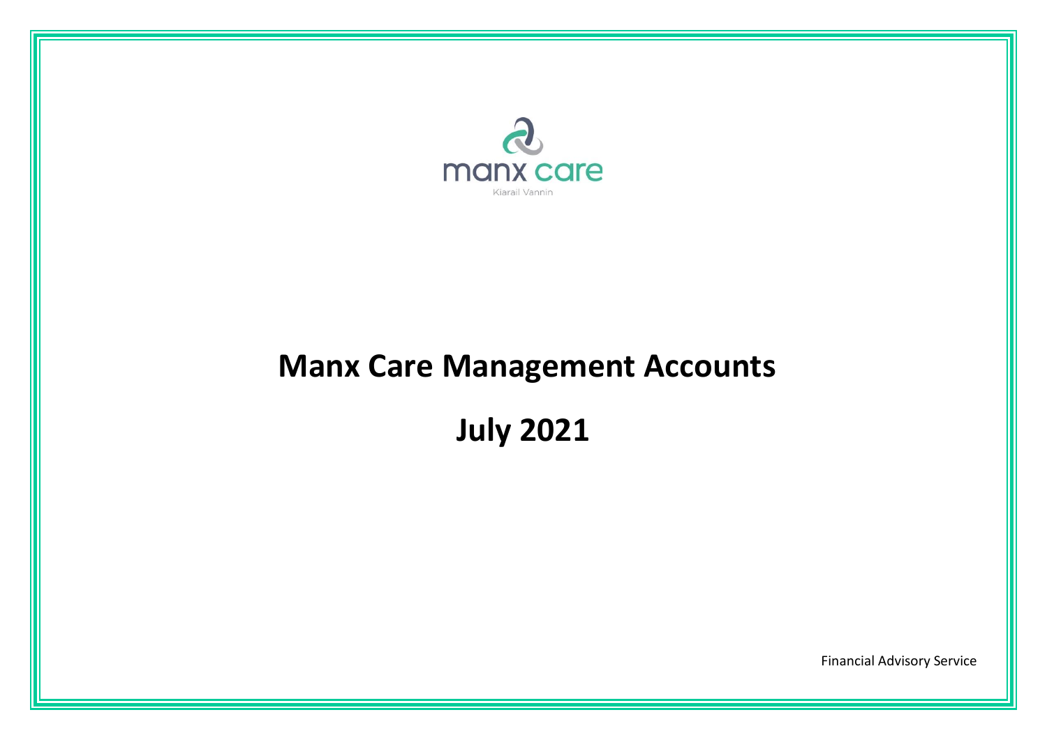manx care

Kiarail Vannin

# Manx Care Management Accounts

# July 2021

Financial Advisory Service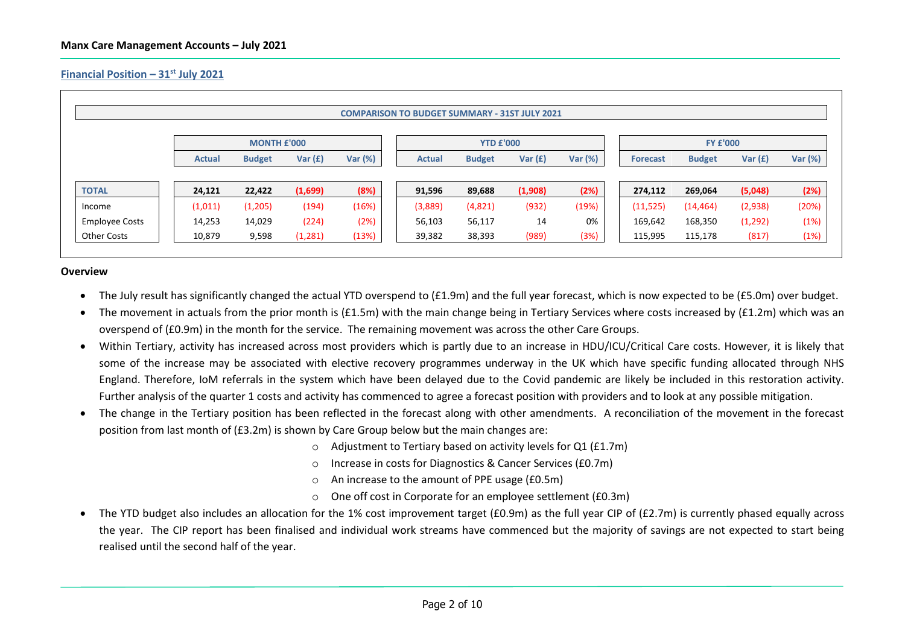**Manx Care Management Accounts – July 2021**

## Financial Position – 31st July 2021

**COMPARISON TO BUDGET SUMMARY - 31ST JULY 2021**

| | MONTH £'000 | | | | YTD £'000 | | | | FY £'000 | | | |
|---|---|---|---|---|---|---|---|---|---|---|---|---|
| | Actual | Budget | Var (£) | Var (%) | Actual | Budget | Var (£) | Var (%) | Forecast | Budget | Var (£) | Var (%) |
| **TOTAL** | **24,121** | **22,422** | **(1,699)** | **(8%)** | **91,596** | **89,688** | **(1,908)** | **(2%)** | **274,112** | **269,064** | **(5,048)** | **(2%)** |
| Income | (1,011) | (1,205) | (194) | (16%) | (3,889) | (4,821) | (932) | (19%) | (11,525) | (14,464) | (2,938) | (20%) |
| Employee Costs | 14,253 | 14,029 | (224) | (2%) | 56,103 | 56,117 | 14 | 0% | 169,642 | 168,350 | (1,292) | (1%) |
| Other Costs | 10,879 | 9,598 | (1,281) | (13%) | 39,382 | 38,393 | (989) | (3%) | 115,995 | 115,178 | (817) | (1%) |

### Overview

- The July result has significantly changed the actual YTD overspend to (£1.9m) and the full year forecast, which is now expected to be (£5.0m) over budget.
- The movement in actuals from the prior month is (£1.5m) with the main change being in Tertiary Services where costs increased by (£1.2m) which was an overspend of (£0.9m) in the month for the service. The remaining movement was across the other Care Groups.
- Within Tertiary, activity has increased across most providers which is partly due to an increase in HDU/ICU/Critical Care costs. However, it is likely that some of the increase may be associated with elective recovery programmes underway in the UK which have specific funding allocated through NHS England. Therefore, IoM referrals in the system which have been delayed due to the Covid pandemic are likely be included in this restoration activity. Further analysis of the quarter 1 costs and activity has commenced to agree a forecast position with providers and to look at any possible mitigation.
- The change in the Tertiary position has been reflected in the forecast along with other amendments. A reconciliation of the movement in the forecast position from last month of (£3.2m) is shown by Care Group below but the main changes are:
  - Adjustment to Tertiary based on activity levels for Q1 (£1.7m)
  - Increase in costs for Diagnostics & Cancer Services (£0.7m)
  - An increase to the amount of PPE usage (£0.5m)
  - One off cost in Corporate for an employee settlement (£0.3m)
- The YTD budget also includes an allocation for the 1% cost improvement target (£0.9m) as the full year CIP of (£2.7m) is currently phased equally across the year. The CIP report has been finalised and individual work streams have commenced but the majority of savings are not expected to start being realised until the second half of the year.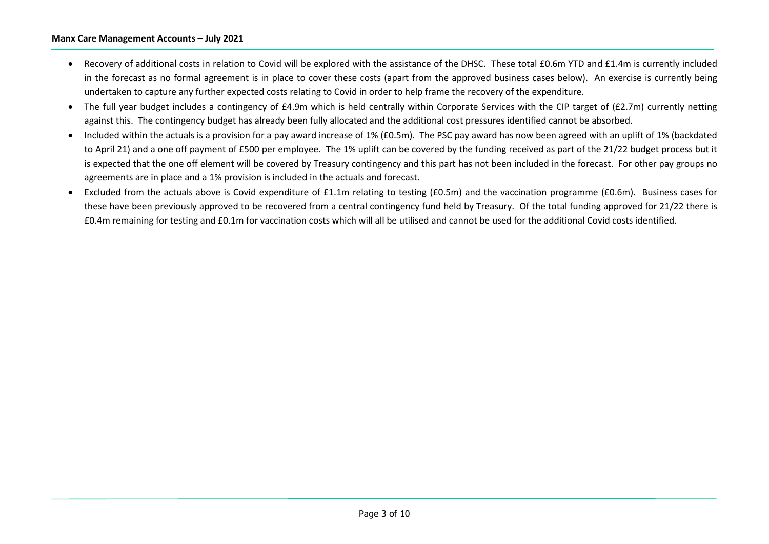- Recovery of additional costs in relation to Covid will be explored with the assistance of the DHSC. These total £0.6m YTD and £1.4m is currently included in the forecast as no formal agreement is in place to cover these costs (apart from the approved business cases below). An exercise is currently being undertaken to capture any further expected costs relating to Covid in order to help frame the recovery of the expenditure.
- The full year budget includes a contingency of £4.9m which is held centrally within Corporate Services with the CIP target of (£2.7m) currently netting against this. The contingency budget has already been fully allocated and the additional cost pressures identified cannot be absorbed.
- Included within the actuals is a provision for a pay award increase of 1% (£0.5m). The PSC pay award has now been agreed with an uplift of 1% (backdated to April 21) and a one off payment of £500 per employee. The 1% uplift can be covered by the funding received as part of the 21/22 budget process but it is expected that the one off element will be covered by Treasury contingency and this part has not been included in the forecast. For other pay groups no agreements are in place and a 1% provision is included in the actuals and forecast.
- Excluded from the actuals above is Covid expenditure of £1.1m relating to testing (£0.5m) and the vaccination programme (£0.6m). Business cases for these have been previously approved to be recovered from a central contingency fund held by Treasury. Of the total funding approved for 21/22 there is £0.4m remaining for testing and £0.1m for vaccination costs which will all be utilised and cannot be used for the additional Covid costs identified.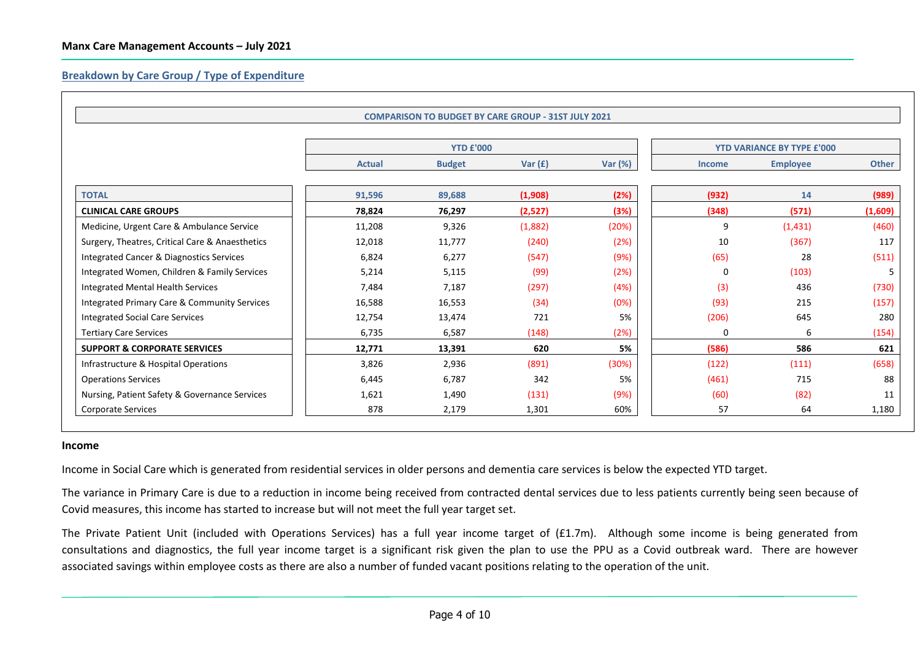## Manx Care Management Accounts – July 2021

### Breakdown by Care Group / Type of Expenditure

**COMPARISON TO BUDGET BY CARE GROUP - 31ST JULY 2021**

| | YTD £'000 | | | | YTD VARIANCE BY TYPE £'000 | | |
|---|---|---|---|---|---|---|---|
| | Actual | Budget | Var (£) | Var (%) | Income | Employee | Other |
| **TOTAL** | **91,596** | **89,688** | **(1,908)** | **(2%)** | **(932)** | **14** | **(989)** |
| **CLINICAL CARE GROUPS** | **78,824** | **76,297** | **(2,527)** | **(3%)** | **(348)** | **(571)** | **(1,609)** |
| Medicine, Urgent Care & Ambulance Service | 11,208 | 9,326 | (1,882) | (20%) | 9 | (1,431) | (460) |
| Surgery, Theatres, Critical Care & Anaesthetics | 12,018 | 11,777 | (240) | (2%) | 10 | (367) | 117 |
| Integrated Cancer & Diagnostics Services | 6,824 | 6,277 | (547) | (9%) | (65) | 28 | (511) |
| Integrated Women, Children & Family Services | 5,214 | 5,115 | (99) | (2%) | 0 | (103) | 5 |
| Integrated Mental Health Services | 7,484 | 7,187 | (297) | (4%) | (3) | 436 | (730) |
| Integrated Primary Care & Community Services | 16,588 | 16,553 | (34) | (0%) | (93) | 215 | (157) |
| Integrated Social Care Services | 12,754 | 13,474 | 721 | 5% | (206) | 645 | 280 |
| Tertiary Care Services | 6,735 | 6,587 | (148) | (2%) | 0 | 6 | (154) |
| **SUPPORT & CORPORATE SERVICES** | **12,771** | **13,391** | **620** | **5%** | **(586)** | **586** | **621** |
| Infrastructure & Hospital Operations | 3,826 | 2,936 | (891) | (30%) | (122) | (111) | (658) |
| Operations Services | 6,445 | 6,787 | 342 | 5% | (461) | 715 | 88 |
| Nursing, Patient Safety & Governance Services | 1,621 | 1,490 | (131) | (9%) | (60) | (82) | 11 |
| Corporate Services | 878 | 2,179 | 1,301 | 60% | 57 | 64 | 1,180 |

**Income**

Income in Social Care which is generated from residential services in older persons and dementia care services is below the expected YTD target.

The variance in Primary Care is due to a reduction in income being received from contracted dental services due to less patients currently being seen because of Covid measures, this income has started to increase but will not meet the full year target set.

The Private Patient Unit (included with Operations Services) has a full year income target of (£1.7m). Although some income is being generated from consultations and diagnostics, the full year income target is a significant risk given the plan to use the PPU as a Covid outbreak ward. There are however associated savings within employee costs as there are also a number of funded vacant positions relating to the operation of the unit.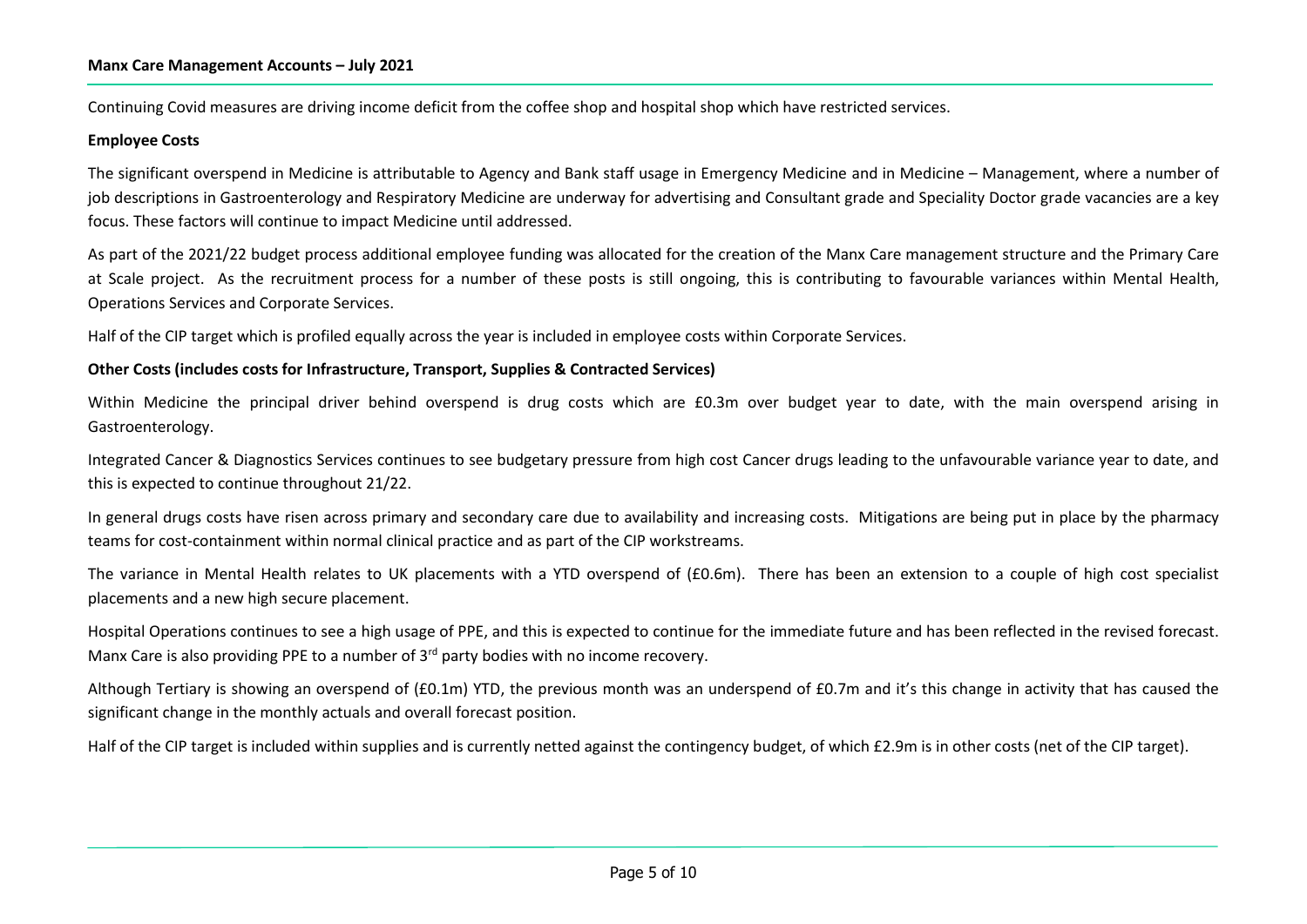Continuing Covid measures are driving income deficit from the coffee shop and hospital shop which have restricted services.

**Employee Costs**

The significant overspend in Medicine is attributable to Agency and Bank staff usage in Emergency Medicine and in Medicine – Management, where a number of job descriptions in Gastroenterology and Respiratory Medicine are underway for advertising and Consultant grade and Speciality Doctor grade vacancies are a key focus. These factors will continue to impact Medicine until addressed.

As part of the 2021/22 budget process additional employee funding was allocated for the creation of the Manx Care management structure and the Primary Care at Scale project. As the recruitment process for a number of these posts is still ongoing, this is contributing to favourable variances within Mental Health, Operations Services and Corporate Services.

Half of the CIP target which is profiled equally across the year is included in employee costs within Corporate Services.

**Other Costs (includes costs for Infrastructure, Transport, Supplies & Contracted Services)**

Within Medicine the principal driver behind overspend is drug costs which are £0.3m over budget year to date, with the main overspend arising in Gastroenterology.

Integrated Cancer & Diagnostics Services continues to see budgetary pressure from high cost Cancer drugs leading to the unfavourable variance year to date, and this is expected to continue throughout 21/22.

In general drugs costs have risen across primary and secondary care due to availability and increasing costs. Mitigations are being put in place by the pharmacy teams for cost-containment within normal clinical practice and as part of the CIP workstreams.

The variance in Mental Health relates to UK placements with a YTD overspend of (£0.6m). There has been an extension to a couple of high cost specialist placements and a new high secure placement.

Hospital Operations continues to see a high usage of PPE, and this is expected to continue for the immediate future and has been reflected in the revised forecast. Manx Care is also providing PPE to a number of 3rd party bodies with no income recovery.

Although Tertiary is showing an overspend of (£0.1m) YTD, the previous month was an underspend of £0.7m and it's this change in activity that has caused the significant change in the monthly actuals and overall forecast position.

Half of the CIP target is included within supplies and is currently netted against the contingency budget, of which £2.9m is in other costs (net of the CIP target).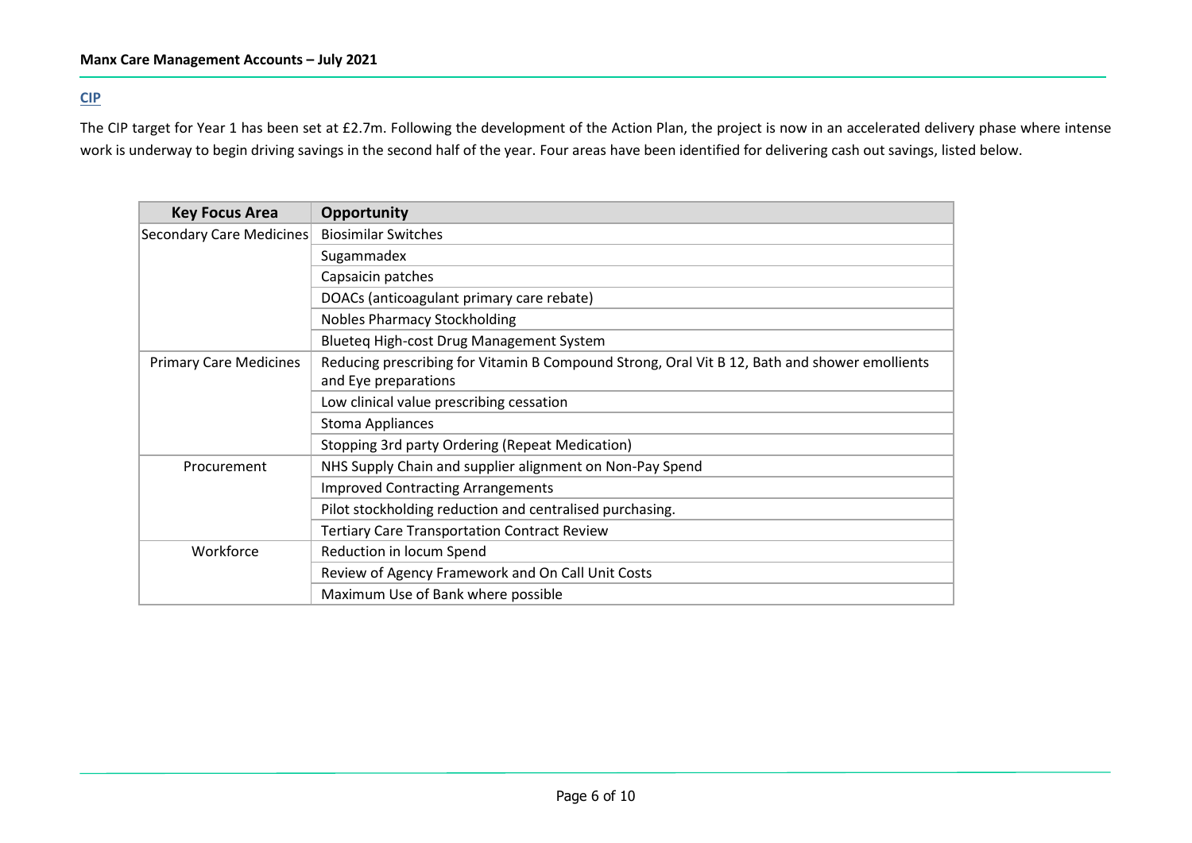## CIP

The CIP target for Year 1 has been set at £2.7m. Following the development of the Action Plan, the project is now in an accelerated delivery phase where intense work is underway to begin driving savings in the second half of the year. Four areas have been identified for delivering cash out savings, listed below.

| Key Focus Area | Opportunity |
|---|---|
| Secondary Care Medicines | Biosimilar Switches |
| | Sugammadex |
| | Capsaicin patches |
| | DOACs (anticoagulant primary care rebate) |
| | Nobles Pharmacy Stockholding |
| | Blueteq High-cost Drug Management System |
| Primary Care Medicines | Reducing prescribing for Vitamin B Compound Strong, Oral Vit B 12, Bath and shower emollients and Eye preparations |
| | Low clinical value prescribing cessation |
| | Stoma Appliances |
| | Stopping 3rd party Ordering (Repeat Medication) |
| Procurement | NHS Supply Chain and supplier alignment on Non-Pay Spend |
| | Improved Contracting Arrangements |
| | Pilot stockholding reduction and centralised purchasing. |
| | Tertiary Care Transportation Contract Review |
| Workforce | Reduction in locum Spend |
| | Review of Agency Framework and On Call Unit Costs |
| | Maximum Use of Bank where possible |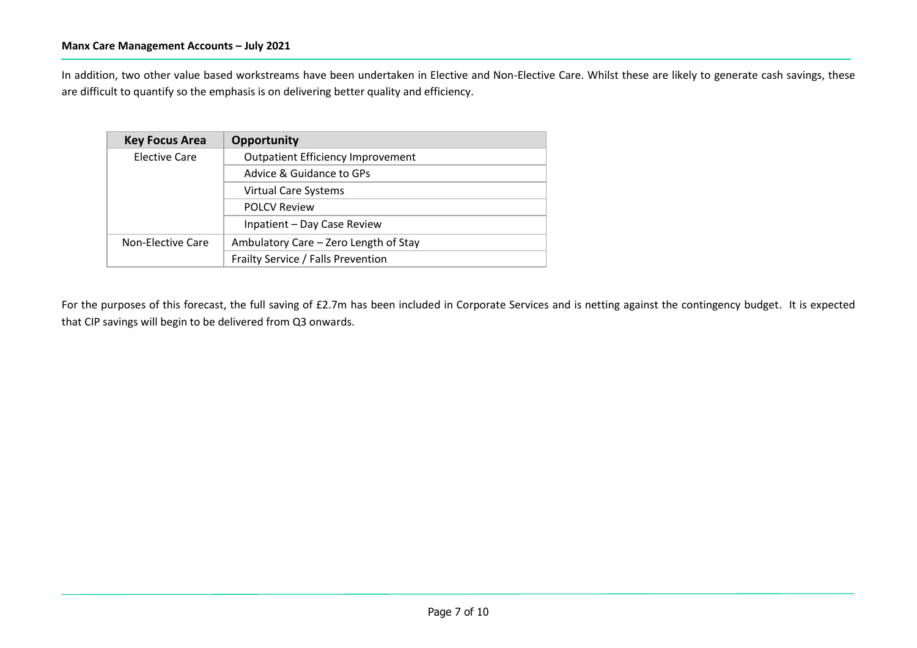In addition, two other value based workstreams have been undertaken in Elective and Non-Elective Care. Whilst these are likely to generate cash savings, these are difficult to quantify so the emphasis is on delivering better quality and efficiency.

| Key Focus Area | Opportunity |
|---|---|
| Elective Care | Outpatient Efficiency Improvement |
| | Advice & Guidance to GPs |
| | Virtual Care Systems |
| | POLCV Review |
| | Inpatient – Day Case Review |
| Non-Elective Care | Ambulatory Care – Zero Length of Stay |
| | Frailty Service / Falls Prevention |

For the purposes of this forecast, the full saving of £2.7m has been included in Corporate Services and is netting against the contingency budget. It is expected that CIP savings will begin to be delivered from Q3 onwards.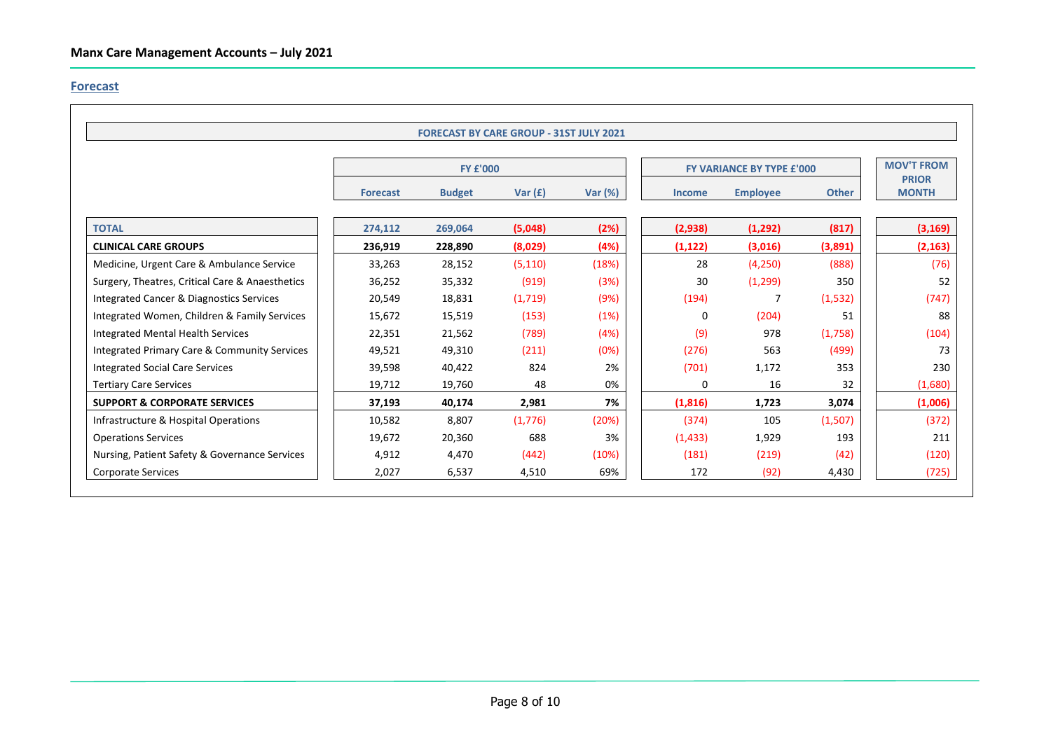## Manx Care Management Accounts – July 2021

### Forecast

| FORECAST BY CARE GROUP - 31ST JULY 2021 | FY £'000 | | | | FY VARIANCE BY TYPE £'000 | | | MOV'T FROM PRIOR MONTH |
|---|---|---|---|---|---|---|---|---|
| | Forecast | Budget | Var (£) | Var (%) | Income | Employee | Other | |
| **TOTAL** | **274,112** | **269,064** | **(5,048)** | **(2%)** | **(2,938)** | **(1,292)** | **(817)** | **(3,169)** |
| **CLINICAL CARE GROUPS** | **236,919** | **228,890** | **(8,029)** | **(4%)** | **(1,122)** | **(3,016)** | **(3,891)** | **(2,163)** |
| Medicine, Urgent Care & Ambulance Service | 33,263 | 28,152 | (5,110) | (18%) | 28 | (4,250) | (888) | (76) |
| Surgery, Theatres, Critical Care & Anaesthetics | 36,252 | 35,332 | (919) | (3%) | 30 | (1,299) | 350 | 52 |
| Integrated Cancer & Diagnostics Services | 20,549 | 18,831 | (1,719) | (9%) | (194) | 7 | (1,532) | (747) |
| Integrated Women, Children & Family Services | 15,672 | 15,519 | (153) | (1%) | 0 | (204) | 51 | 88 |
| Integrated Mental Health Services | 22,351 | 21,562 | (789) | (4%) | (9) | 978 | (1,758) | (104) |
| Integrated Primary Care & Community Services | 49,521 | 49,310 | (211) | (0%) | (276) | 563 | (499) | 73 |
| Integrated Social Care Services | 39,598 | 40,422 | 824 | 2% | (701) | 1,172 | 353 | 230 |
| Tertiary Care Services | 19,712 | 19,760 | 48 | 0% | 0 | 16 | 32 | (1,680) |
| **SUPPORT & CORPORATE SERVICES** | **37,193** | **40,174** | **2,981** | **7%** | **(1,816)** | **1,723** | **3,074** | **(1,006)** |
| Infrastructure & Hospital Operations | 10,582 | 8,807 | (1,776) | (20%) | (374) | 105 | (1,507) | (372) |
| Operations Services | 19,672 | 20,360 | 688 | 3% | (1,433) | 1,929 | 193 | 211 |
| Nursing, Patient Safety & Governance Services | 4,912 | 4,470 | (442) | (10%) | (181) | (219) | (42) | (120) |
| Corporate Services | 2,027 | 6,537 | 4,510 | 69% | 172 | (92) | 4,430 | (725) |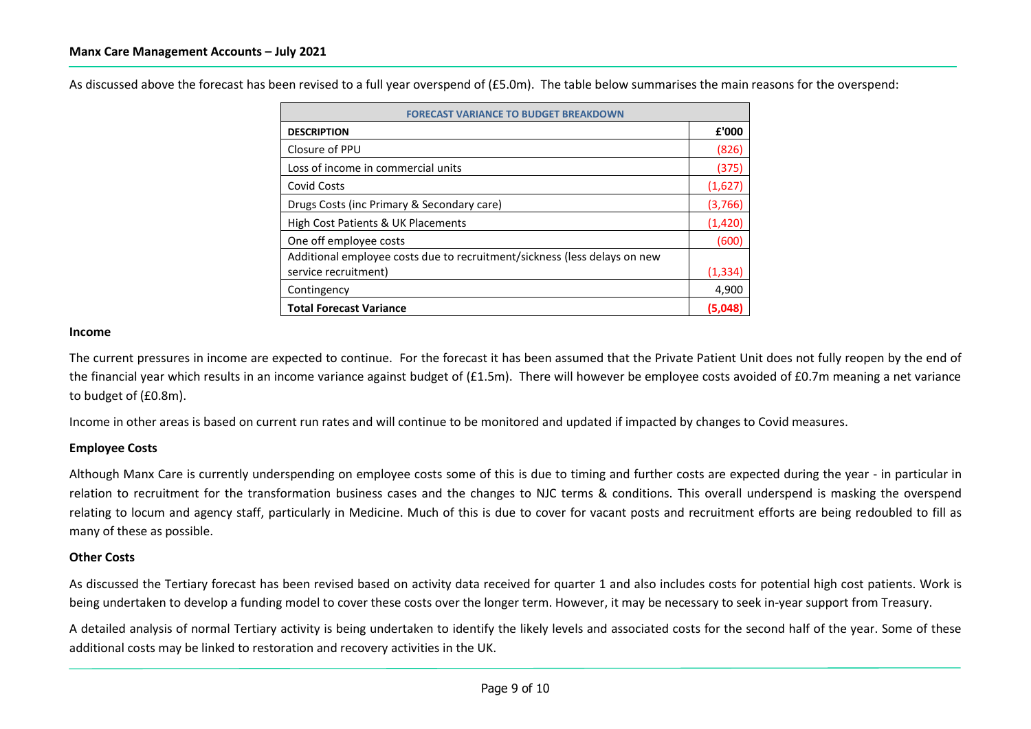As discussed above the forecast has been revised to a full year overspend of (£5.0m). The table below summarises the main reasons for the overspend:

| FORECAST VARIANCE TO BUDGET BREAKDOWN | |
|---|---|
| **DESCRIPTION** | **£'000** |
| Closure of PPU | (826) |
| Loss of income in commercial units | (375) |
| Covid Costs | (1,627) |
| Drugs Costs (inc Primary & Secondary care) | (3,766) |
| High Cost Patients & UK Placements | (1,420) |
| One off employee costs | (600) |
| Additional employee costs due to recruitment/sickness (less delays on new service recruitment) | (1,334) |
| Contingency | 4,900 |
| **Total Forecast Variance** | **(5,048)** |

### Income

The current pressures in income are expected to continue. For the forecast it has been assumed that the Private Patient Unit does not fully reopen by the end of the financial year which results in an income variance against budget of (£1.5m). There will however be employee costs avoided of £0.7m meaning a net variance to budget of (£0.8m).

Income in other areas is based on current run rates and will continue to be monitored and updated if impacted by changes to Covid measures.

### Employee Costs

Although Manx Care is currently underspending on employee costs some of this is due to timing and further costs are expected during the year - in particular in relation to recruitment for the transformation business cases and the changes to NJC terms & conditions. This overall underspend is masking the overspend relating to locum and agency staff, particularly in Medicine. Much of this is due to cover for vacant posts and recruitment efforts are being redoubled to fill as many of these as possible.

### Other Costs

As discussed the Tertiary forecast has been revised based on activity data received for quarter 1 and also includes costs for potential high cost patients. Work is being undertaken to develop a funding model to cover these costs over the longer term. However, it may be necessary to seek in-year support from Treasury.

A detailed analysis of normal Tertiary activity is being undertaken to identify the likely levels and associated costs for the second half of the year. Some of these additional costs may be linked to restoration and recovery activities in the UK.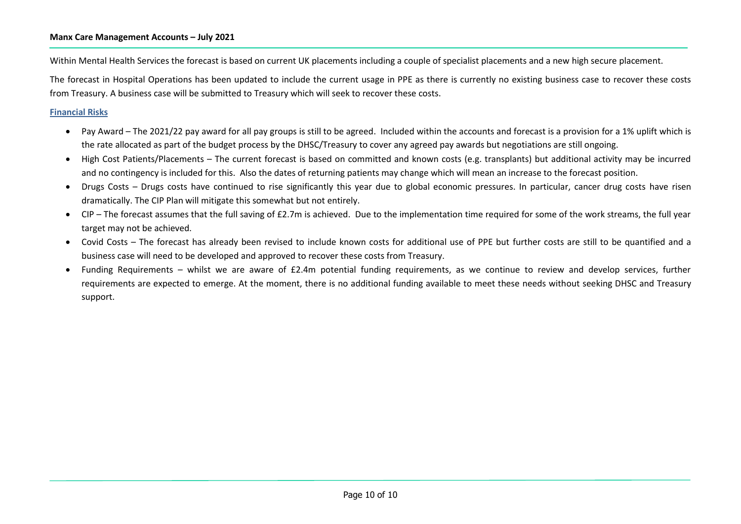Within Mental Health Services the forecast is based on current UK placements including a couple of specialist placements and a new high secure placement.

The forecast in Hospital Operations has been updated to include the current usage in PPE as there is currently no existing business case to recover these costs from Treasury. A business case will be submitted to Treasury which will seek to recover these costs.

## Financial Risks

- Pay Award – The 2021/22 pay award for all pay groups is still to be agreed. Included within the accounts and forecast is a provision for a 1% uplift which is the rate allocated as part of the budget process by the DHSC/Treasury to cover any agreed pay awards but negotiations are still ongoing.
- High Cost Patients/Placements – The current forecast is based on committed and known costs (e.g. transplants) but additional activity may be incurred and no contingency is included for this. Also the dates of returning patients may change which will mean an increase to the forecast position.
- Drugs Costs – Drugs costs have continued to rise significantly this year due to global economic pressures. In particular, cancer drug costs have risen dramatically. The CIP Plan will mitigate this somewhat but not entirely.
- CIP – The forecast assumes that the full saving of £2.7m is achieved. Due to the implementation time required for some of the work streams, the full year target may not be achieved.
- Covid Costs – The forecast has already been revised to include known costs for additional use of PPE but further costs are still to be quantified and a business case will need to be developed and approved to recover these costs from Treasury.
- Funding Requirements – whilst we are aware of £2.4m potential funding requirements, as we continue to review and develop services, further requirements are expected to emerge. At the moment, there is no additional funding available to meet these needs without seeking DHSC and Treasury support.